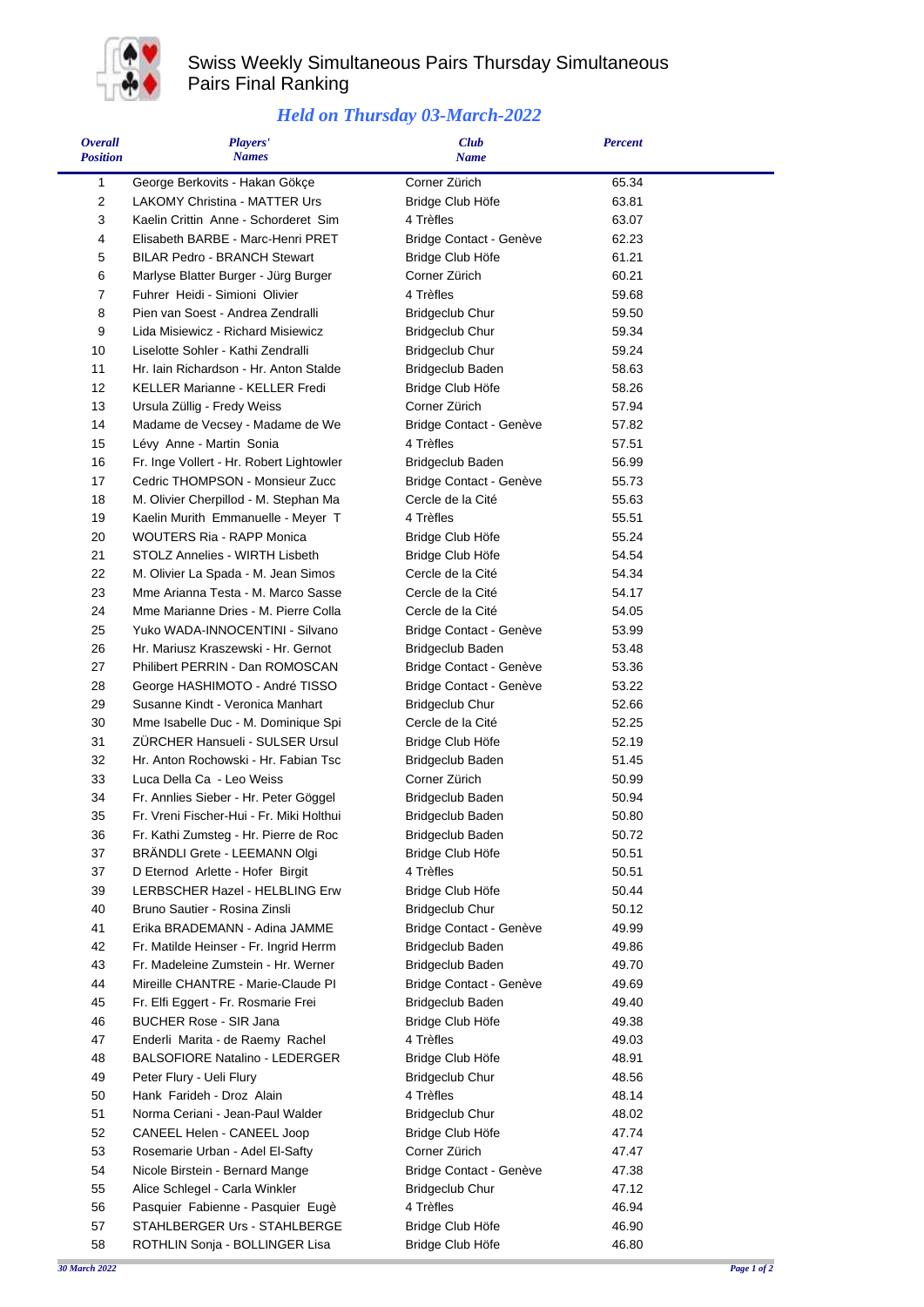# Swiss Weekly Simultaneous Pairs Thursday Simultaneous Pairs Final Ranking

## *Held on Thursday 03-March-2022*

| Overall Position | Players' Names | Club Name | Percent |
|---|---|---|---|
| 1 | George Berkovits - Hakan Gökçe | Corner Zürich | 65.34 |
| 2 | LAKOMY Christina - MATTER Urs | Bridge Club Höfe | 63.81 |
| 3 | Kaelin Crittin Anne - Schorderet Sim | 4 Trèfles | 63.07 |
| 4 | Elisabeth BARBE - Marc-Henri PRET | Bridge Contact - Genève | 62.23 |
| 5 | BILAR Pedro - BRANCH Stewart | Bridge Club Höfe | 61.21 |
| 6 | Marlyse Blatter Burger - Jürg Burger | Corner Zürich | 60.21 |
| 7 | Fuhrer Heidi - Simioni Olivier | 4 Trèfles | 59.68 |
| 8 | Pien van Soest - Andrea Zendralli | Bridgeclub Chur | 59.50 |
| 9 | Lida Misiewicz - Richard Misiewicz | Bridgeclub Chur | 59.34 |
| 10 | Liselotte Sohler - Kathi Zendralli | Bridgeclub Chur | 59.24 |
| 11 | Hr. Iain Richardson - Hr. Anton Stalde | Bridgeclub Baden | 58.63 |
| 12 | KELLER Marianne - KELLER Fredi | Bridge Club Höfe | 58.26 |
| 13 | Ursula Züllig - Fredy Weiss | Corner Zürich | 57.94 |
| 14 | Madame de Vecsey - Madame de We | Bridge Contact - Genève | 57.82 |
| 15 | Lévy Anne - Martin Sonia | 4 Trèfles | 57.51 |
| 16 | Fr. Inge Vollert - Hr. Robert Lightowler | Bridgeclub Baden | 56.99 |
| 17 | Cedric THOMPSON - Monsieur Zucc | Bridge Contact - Genève | 55.73 |
| 18 | M. Olivier Cherpillod - M. Stephan Ma | Cercle de la Cité | 55.63 |
| 19 | Kaelin Murith Emmanuelle - Meyer T | 4 Trèfles | 55.51 |
| 20 | WOUTERS Ria - RAPP Monica | Bridge Club Höfe | 55.24 |
| 21 | STOLZ Annelies - WIRTH Lisbeth | Bridge Club Höfe | 54.54 |
| 22 | M. Olivier La Spada - M. Jean Simos | Cercle de la Cité | 54.34 |
| 23 | Mme Arianna Testa - M. Marco Sasse | Cercle de la Cité | 54.17 |
| 24 | Mme Marianne Dries - M. Pierre Colla | Cercle de la Cité | 54.05 |
| 25 | Yuko WADA-INNOCENTINI - Silvano | Bridge Contact - Genève | 53.99 |
| 26 | Hr. Mariusz Kraszewski - Hr. Gernot | Bridgeclub Baden | 53.48 |
| 27 | Philibert PERRIN - Dan ROMOSCAN | Bridge Contact - Genève | 53.36 |
| 28 | George HASHIMOTO - André TISSO | Bridge Contact - Genève | 53.22 |
| 29 | Susanne Kindt - Veronica Manhart | Bridgeclub Chur | 52.66 |
| 30 | Mme Isabelle Duc - M. Dominique Spi | Cercle de la Cité | 52.25 |
| 31 | ZÜRCHER Hansueli - SULSER Ursul | Bridge Club Höfe | 52.19 |
| 32 | Hr. Anton Rochowski - Hr. Fabian Tsc | Bridgeclub Baden | 51.45 |
| 33 | Luca Della Ca - Leo Weiss | Corner Zürich | 50.99 |
| 34 | Fr. Annlies Sieber - Hr. Peter Göggel | Bridgeclub Baden | 50.94 |
| 35 | Fr. Vreni Fischer-Hui - Fr. Miki Holthui | Bridgeclub Baden | 50.80 |
| 36 | Fr. Kathi Zumsteg - Hr. Pierre de Roc | Bridgeclub Baden | 50.72 |
| 37 | BRÄNDLI Grete - LEEMANN Olgi | Bridge Club Höfe | 50.51 |
| 37 | D Eternod Arlette - Hofer Birgit | 4 Trèfles | 50.51 |
| 39 | LERBSCHER Hazel - HELBLING Erw | Bridge Club Höfe | 50.44 |
| 40 | Bruno Sautier - Rosina Zinsli | Bridgeclub Chur | 50.12 |
| 41 | Erika BRADEMANN - Adina JAMME | Bridge Contact - Genève | 49.99 |
| 42 | Fr. Matilde Heinser - Fr. Ingrid Herrm | Bridgeclub Baden | 49.86 |
| 43 | Fr. Madeleine Zumstein - Hr. Werner | Bridgeclub Baden | 49.70 |
| 44 | Mireille CHANTRE - Marie-Claude PI | Bridge Contact - Genève | 49.69 |
| 45 | Fr. Elfi Eggert - Fr. Rosmarie Frei | Bridgeclub Baden | 49.40 |
| 46 | BUCHER Rose - SIR Jana | Bridge Club Höfe | 49.38 |
| 47 | Enderli Marita - de Raemy Rachel | 4 Trèfles | 49.03 |
| 48 | BALSOFIORE Natalino - LEDERGER | Bridge Club Höfe | 48.91 |
| 49 | Peter Flury - Ueli Flury | Bridgeclub Chur | 48.56 |
| 50 | Hank Farideh - Droz Alain | 4 Trèfles | 48.14 |
| 51 | Norma Ceriani - Jean-Paul Walder | Bridgeclub Chur | 48.02 |
| 52 | CANEEL Helen - CANEEL Joop | Bridge Club Höfe | 47.74 |
| 53 | Rosemarie Urban - Adel El-Safty | Corner Zürich | 47.47 |
| 54 | Nicole Birstein - Bernard Mange | Bridge Contact - Genève | 47.38 |
| 55 | Alice Schlegel - Carla Winkler | Bridgeclub Chur | 47.12 |
| 56 | Pasquier Fabienne - Pasquier Eugè | 4 Trèfles | 46.94 |
| 57 | STAHLBERGER Urs - STAHLBERGE | Bridge Club Höfe | 46.90 |
| 58 | ROTHLIN Sonja - BOLLINGER Lisa | Bridge Club Höfe | 46.80 |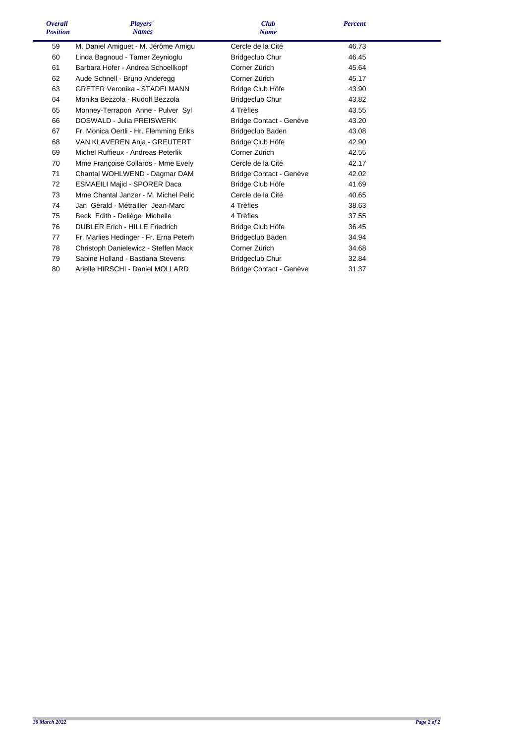| Overall Position | Players' Names | Club Name | Percent |
|---|---|---|---|
| 59 | M. Daniel Amiguet - M. Jérôme Amigu | Cercle de la Cité | 46.73 |
| 60 | Linda Bagnoud - Tamer Zeynioglu | Bridgeclub Chur | 46.45 |
| 61 | Barbara Hofer - Andrea Schoellkopf | Corner Zürich | 45.64 |
| 62 | Aude Schnell - Bruno Anderegg | Corner Zürich | 45.17 |
| 63 | GRETER Veronika - STADELMANN | Bridge Club Höfe | 43.90 |
| 64 | Monika Bezzola - Rudolf Bezzola | Bridgeclub Chur | 43.82 |
| 65 | Monney-Terrapon Anne - Pulver Syl | 4 Trèfles | 43.55 |
| 66 | DOSWALD - Julia PREISWERK | Bridge Contact - Genève | 43.20 |
| 67 | Fr. Monica Oertli - Hr. Flemming Eriks | Bridgeclub Baden | 43.08 |
| 68 | VAN KLAVEREN Anja - GREUTERT | Bridge Club Höfe | 42.90 |
| 69 | Michel Ruffieux - Andreas Peterlik | Corner Zürich | 42.55 |
| 70 | Mme Françoise Collaros - Mme Evely | Cercle de la Cité | 42.17 |
| 71 | Chantal WOHLWEND - Dagmar DAM | Bridge Contact - Genève | 42.02 |
| 72 | ESMAEILI Majid - SPORER Daca | Bridge Club Höfe | 41.69 |
| 73 | Mme Chantal Janzer - M. Michel Pelic | Cercle de la Cité | 40.65 |
| 74 | Jan Gérald - Métrailler Jean-Marc | 4 Trèfles | 38.63 |
| 75 | Beck Edith - Deliège Michelle | 4 Trèfles | 37.55 |
| 76 | DUBLER Erich - HILLE Friedrich | Bridge Club Höfe | 36.45 |
| 77 | Fr. Marlies Hedinger - Fr. Erna Peterh | Bridgeclub Baden | 34.94 |
| 78 | Christoph Danielewicz - Steffen Mack | Corner Zürich | 34.68 |
| 79 | Sabine Holland - Bastiana Stevens | Bridgeclub Chur | 32.84 |
| 80 | Arielle HIRSCHI - Daniel MOLLARD | Bridge Contact - Genève | 31.37 |

*30 March 2022*